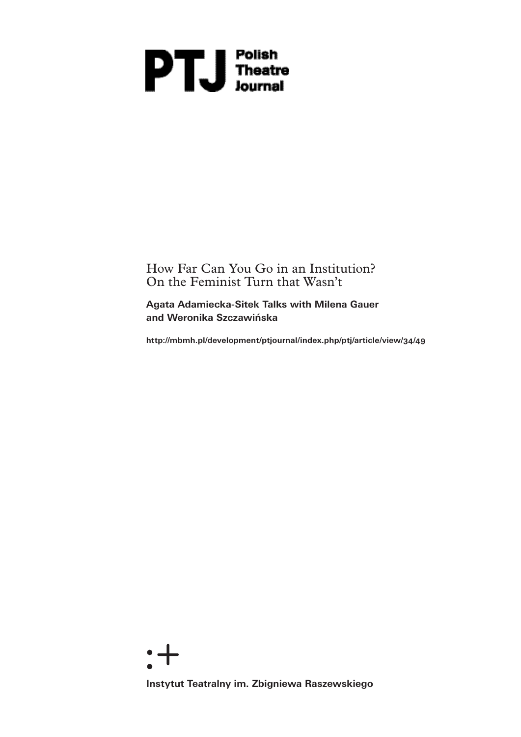PTJ Polish Theatre Journal

# How Far Can You Go in an Institution? On the Feminist Turn that Wasn't

**Agata Adamiecka-Sitek Talks with Milena Gauer and Weronika Szczawińska**

**http://mbmh.pl/development/ptjournal/index.php/ptj/article/view/34/49**

**Instytut Teatralny im. Zbigniewa Raszewskiego**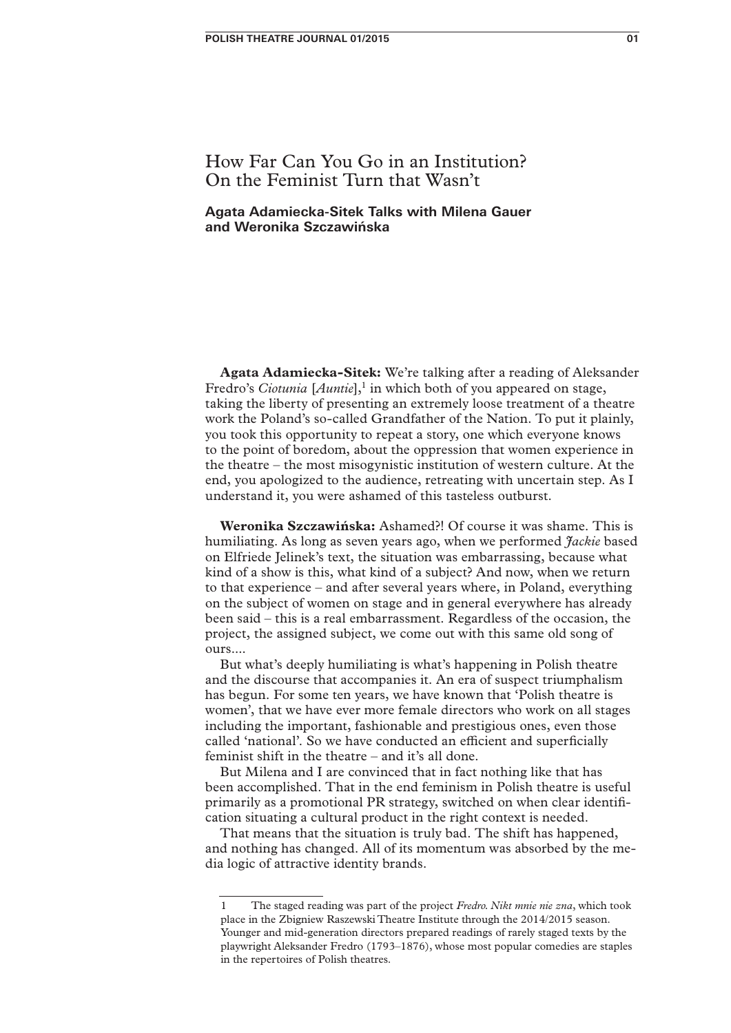# How Far Can You Go in an Institution? On the Feminist Turn that Wasn't

**Agata Adamiecka-Sitek Talks with Milena Gauer and Weronika Szczawińska**

**Agata Adamiecka-Sitek:** We're talking after a reading of Aleksander Fredro's *Ciotunia* [*Auntie*],[1] in which both of you appeared on stage, taking the liberty of presenting an extremely loose treatment of a theatre work the Poland's so-called Grandfather of the Nation. To put it plainly, you took this opportunity to repeat a story, one which everyone knows to the point of boredom, about the oppression that women experience in the theatre – the most misogynistic institution of western culture. At the end, you apologized to the audience, retreating with uncertain step. As I understand it, you were ashamed of this tasteless outburst.

**Weronika Szczawińska:** Ashamed?! Of course it was shame. This is humiliating. As long as seven years ago, when we performed *Jackie* based on Elfriede Jelinek's text, the situation was embarrassing, because what kind of a show is this, what kind of a subject? And now, when we return to that experience – and after several years where, in Poland, everything on the subject of women on stage and in general everywhere has already been said – this is a real embarrassment. Regardless of the occasion, the project, the assigned subject, we come out with this same old song of ours....

But what's deeply humiliating is what's happening in Polish theatre and the discourse that accompanies it. An era of suspect triumphalism has begun. For some ten years, we have known that 'Polish theatre is women', that we have ever more female directors who work on all stages including the important, fashionable and prestigious ones, even those called 'national'. So we have conducted an efficient and superficially feminist shift in the theatre – and it's all done.

But Milena and I are convinced that in fact nothing like that has been accomplished. That in the end feminism in Polish theatre is useful primarily as a promotional PR strategy, switched on when clear identification situating a cultural product in the right context is needed.

That means that the situation is truly bad. The shift has happened, and nothing has changed. All of its momentum was absorbed by the media logic of attractive identity brands.

---

1 The staged reading was part of the project *Fredro. Nikt mnie nie zna*, which took place in the Zbigniew Raszewski Theatre Institute through the 2014/2015 season. Younger and mid-generation directors prepared readings of rarely staged texts by the playwright Aleksander Fredro (1793–1876), whose most popular comedies are staples in the repertoires of Polish theatres.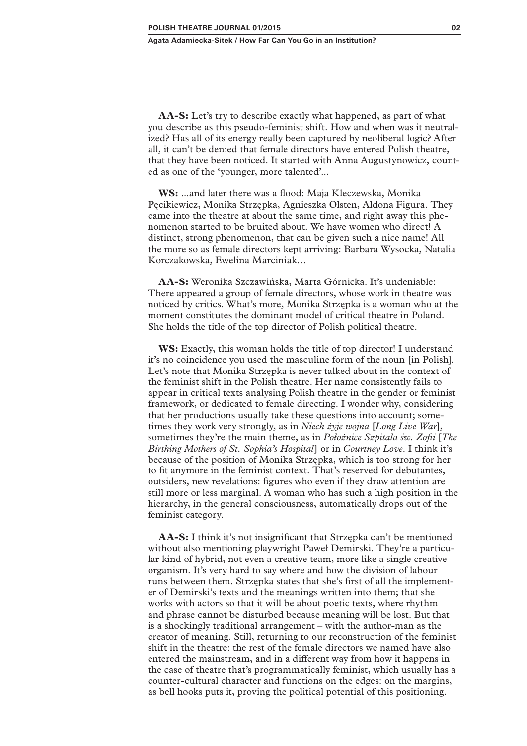**AA-S:** Let's try to describe exactly what happened, as part of what you describe as this pseudo-feminist shift. How and when was it neutralized? Has all of its energy really been captured by neoliberal logic? After all, it can't be denied that female directors have entered Polish theatre, that they have been noticed. It started with Anna Augustynowicz, counted as one of the 'younger, more talented'...

**WS:** ...and later there was a flood: Maja Kleczewska, Monika Pęcikiewicz, Monika Strzępka, Agnieszka Olsten, Aldona Figura. They came into the theatre at about the same time, and right away this phenomenon started to be bruited about. We have women who direct! A distinct, strong phenomenon, that can be given such a nice name! All the more so as female directors kept arriving: Barbara Wysocka, Natalia Korczakowska, Ewelina Marciniak…

**AA-S:** Weronika Szczawińska, Marta Górnicka. It's undeniable: There appeared a group of female directors, whose work in theatre was noticed by critics. What's more, Monika Strzępka is a woman who at the moment constitutes the dominant model of critical theatre in Poland. She holds the title of the top director of Polish political theatre.

**WS:** Exactly, this woman holds the title of top director! I understand it's no coincidence you used the masculine form of the noun [in Polish]. Let's note that Monika Strzępka is never talked about in the context of the feminist shift in the Polish theatre. Her name consistently fails to appear in critical texts analysing Polish theatre in the gender or feminist framework, or dedicated to female directing. I wonder why, considering that her productions usually take these questions into account; sometimes they work very strongly, as in *Niech żyje wojna* [*Long Live War*], sometimes they're the main theme, as in *Położnice Szpitala św. Zofii* [*The Birthing Mothers of St. Sophia's Hospital*] or in *Courtney Love*. I think it's because of the position of Monika Strzępka, which is too strong for her to fit anymore in the feminist context. That's reserved for debutantes, outsiders, new revelations: figures who even if they draw attention are still more or less marginal. A woman who has such a high position in the hierarchy, in the general consciousness, automatically drops out of the feminist category.

**AA-S:** I think it's not insignificant that Strzępka can't be mentioned without also mentioning playwright Paweł Demirski. They're a particular kind of hybrid, not even a creative team, more like a single creative organism. It's very hard to say where and how the division of labour runs between them. Strzępka states that she's first of all the implementer of Demirski's texts and the meanings written into them; that she works with actors so that it will be about poetic texts, where rhythm and phrase cannot be disturbed because meaning will be lost. But that is a shockingly traditional arrangement – with the author-man as the creator of meaning. Still, returning to our reconstruction of the feminist shift in the theatre: the rest of the female directors we named have also entered the mainstream, and in a different way from how it happens in the case of theatre that's programmatically feminist, which usually has a counter-cultural character and functions on the edges: on the margins, as bell hooks puts it, proving the political potential of this positioning.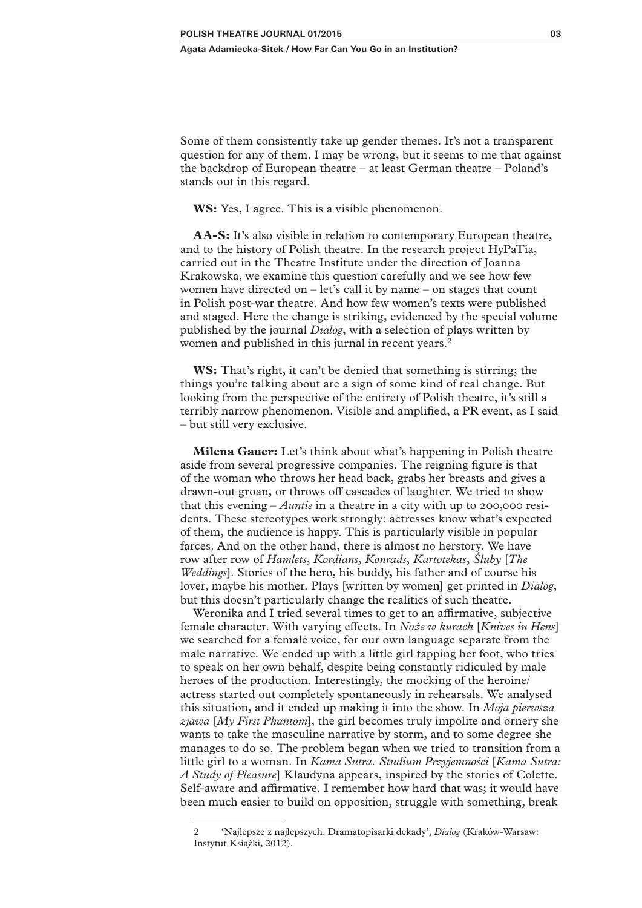Some of them consistently take up gender themes. It's not a transparent question for any of them. I may be wrong, but it seems to me that against the backdrop of European theatre – at least German theatre – Poland's stands out in this regard.

**WS:** Yes, I agree. This is a visible phenomenon.

**AA-S:** It's also visible in relation to contemporary European theatre, and to the history of Polish theatre. In the research project HyPaTia, carried out in the Theatre Institute under the direction of Joanna Krakowska, we examine this question carefully and we see how few women have directed on – let's call it by name – on stages that count in Polish post-war theatre. And how few women's texts were published and staged. Here the change is striking, evidenced by the special volume published by the journal *Dialog*, with a selection of plays written by women and published in this jurnal in recent years.[2]

**WS:** That's right, it can't be denied that something is stirring; the things you're talking about are a sign of some kind of real change. But looking from the perspective of the entirety of Polish theatre, it's still a terribly narrow phenomenon. Visible and amplified, a PR event, as I said – but still very exclusive.

**Milena Gauer:** Let's think about what's happening in Polish theatre aside from several progressive companies. The reigning figure is that of the woman who throws her head back, grabs her breasts and gives a drawn-out groan, or throws off cascades of laughter. We tried to show that this evening – *Auntie* in a theatre in a city with up to 200,000 residents. These stereotypes work strongly: actresses know what's expected of them, the audience is happy. This is particularly visible in popular farces. And on the other hand, there is almost no herstory. We have row after row of *Hamlets*, *Kordians*, *Konrads*, *Kartotekas*, *Śluby* [*The Weddings*]. Stories of the hero, his buddy, his father and of course his lover, maybe his mother. Plays [written by women] get printed in *Dialog*, but this doesn't particularly change the realities of such theatre.

Weronika and I tried several times to get to an affirmative, subjective female character. With varying effects. In *Noże w kurach* [*Knives in Hens*] we searched for a female voice, for our own language separate from the male narrative. We ended up with a little girl tapping her foot, who tries to speak on her own behalf, despite being constantly ridiculed by male heroes of the production. Interestingly, the mocking of the heroine/actress started out completely spontaneously in rehearsals. We analysed this situation, and it ended up making it into the show. In *Moja pierwsza zjawa* [*My First Phantom*], the girl becomes truly impolite and ornery she wants to take the masculine narrative by storm, and to some degree she manages to do so. The problem began when we tried to transition from a little girl to a woman. In *Kama Sutra. Studium Przyjemności* [*Kama Sutra: A Study of Pleasure*] Klaudyna appears, inspired by the stories of Colette. Self-aware and affirmative. I remember how hard that was; it would have been much easier to build on opposition, struggle with something, break

---

2 'Najlepsze z najlepszych. Dramatopisarki dekady', *Dialog* (Kraków-Warsaw: Instytut Książki, 2012).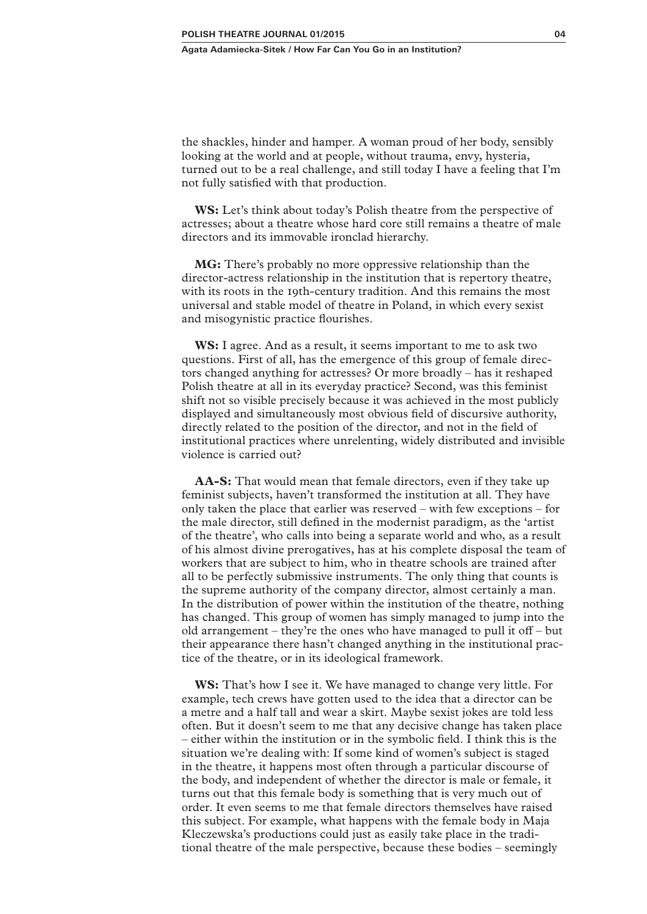the shackles, hinder and hamper. A woman proud of her body, sensibly looking at the world and at people, without trauma, envy, hysteria, turned out to be a real challenge, and still today I have a feeling that I'm not fully satisfied with that production.

**WS:** Let's think about today's Polish theatre from the perspective of actresses; about a theatre whose hard core still remains a theatre of male directors and its immovable ironclad hierarchy.

**MG:** There's probably no more oppressive relationship than the director-actress relationship in the institution that is repertory theatre, with its roots in the 19th-century tradition. And this remains the most universal and stable model of theatre in Poland, in which every sexist and misogynistic practice flourishes.

**WS:** I agree. And as a result, it seems important to me to ask two questions. First of all, has the emergence of this group of female directors changed anything for actresses? Or more broadly – has it reshaped Polish theatre at all in its everyday practice? Second, was this feminist shift not so visible precisely because it was achieved in the most publicly displayed and simultaneously most obvious field of discursive authority, directly related to the position of the director, and not in the field of institutional practices where unrelenting, widely distributed and invisible violence is carried out?

**AA-S:** That would mean that female directors, even if they take up feminist subjects, haven't transformed the institution at all. They have only taken the place that earlier was reserved – with few exceptions – for the male director, still defined in the modernist paradigm, as the 'artist of the theatre', who calls into being a separate world and who, as a result of his almost divine prerogatives, has at his complete disposal the team of workers that are subject to him, who in theatre schools are trained after all to be perfectly submissive instruments. The only thing that counts is the supreme authority of the company director, almost certainly a man. In the distribution of power within the institution of the theatre, nothing has changed. This group of women has simply managed to jump into the old arrangement – they're the ones who have managed to pull it off – but their appearance there hasn't changed anything in the institutional practice of the theatre, or in its ideological framework.

**WS:** That's how I see it. We have managed to change very little. For example, tech crews have gotten used to the idea that a director can be a metre and a half tall and wear a skirt. Maybe sexist jokes are told less often. But it doesn't seem to me that any decisive change has taken place – either within the institution or in the symbolic field. I think this is the situation we're dealing with: If some kind of women's subject is staged in the theatre, it happens most often through a particular discourse of the body, and independent of whether the director is male or female, it turns out that this female body is something that is very much out of order. It even seems to me that female directors themselves have raised this subject. For example, what happens with the female body in Maja Kleczewska's productions could just as easily take place in the traditional theatre of the male perspective, because these bodies – seemingly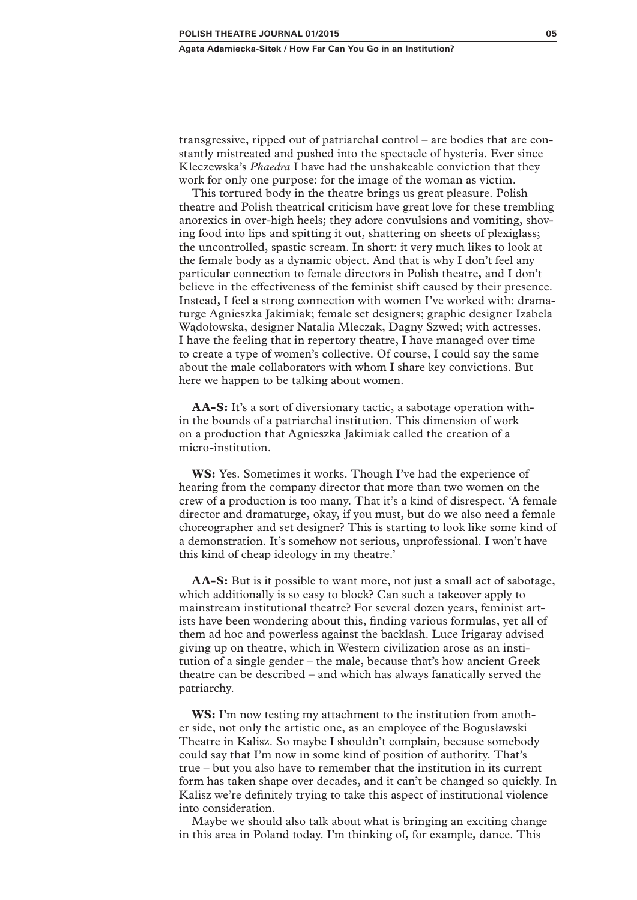transgressive, ripped out of patriarchal control – are bodies that are constantly mistreated and pushed into the spectacle of hysteria. Ever since Kleczewska's *Phaedra* I have had the unshakeable conviction that they work for only one purpose: for the image of the woman as victim.

This tortured body in the theatre brings us great pleasure. Polish theatre and Polish theatrical criticism have great love for these trembling anorexics in over-high heels; they adore convulsions and vomiting, shoving food into lips and spitting it out, shattering on sheets of plexiglass; the uncontrolled, spastic scream. In short: it very much likes to look at the female body as a dynamic object. And that is why I don't feel any particular connection to female directors in Polish theatre, and I don't believe in the effectiveness of the feminist shift caused by their presence. Instead, I feel a strong connection with women I've worked with: dramaturge Agnieszka Jakimiak; female set designers; graphic designer Izabela Wądołowska, designer Natalia Mleczak, Dagny Szwed; with actresses. I have the feeling that in repertory theatre, I have managed over time to create a type of women's collective. Of course, I could say the same about the male collaborators with whom I share key convictions. But here we happen to be talking about women.

**AA-S:** It's a sort of diversionary tactic, a sabotage operation within the bounds of a patriarchal institution. This dimension of work on a production that Agnieszka Jakimiak called the creation of a micro-institution.

**WS:** Yes. Sometimes it works. Though I've had the experience of hearing from the company director that more than two women on the crew of a production is too many. That it's a kind of disrespect. 'A female director and dramaturge, okay, if you must, but do we also need a female choreographer and set designer? This is starting to look like some kind of a demonstration. It's somehow not serious, unprofessional. I won't have this kind of cheap ideology in my theatre.'

**AA-S:** But is it possible to want more, not just a small act of sabotage, which additionally is so easy to block? Can such a takeover apply to mainstream institutional theatre? For several dozen years, feminist artists have been wondering about this, finding various formulas, yet all of them ad hoc and powerless against the backlash. Luce Irigaray advised giving up on theatre, which in Western civilization arose as an institution of a single gender – the male, because that's how ancient Greek theatre can be described – and which has always fanatically served the patriarchy.

**WS:** I'm now testing my attachment to the institution from another side, not only the artistic one, as an employee of the Bogusławski Theatre in Kalisz. So maybe I shouldn't complain, because somebody could say that I'm now in some kind of position of authority. That's true – but you also have to remember that the institution in its current form has taken shape over decades, and it can't be changed so quickly. In Kalisz we're definitely trying to take this aspect of institutional violence into consideration.

Maybe we should also talk about what is bringing an exciting change in this area in Poland today. I'm thinking of, for example, dance. This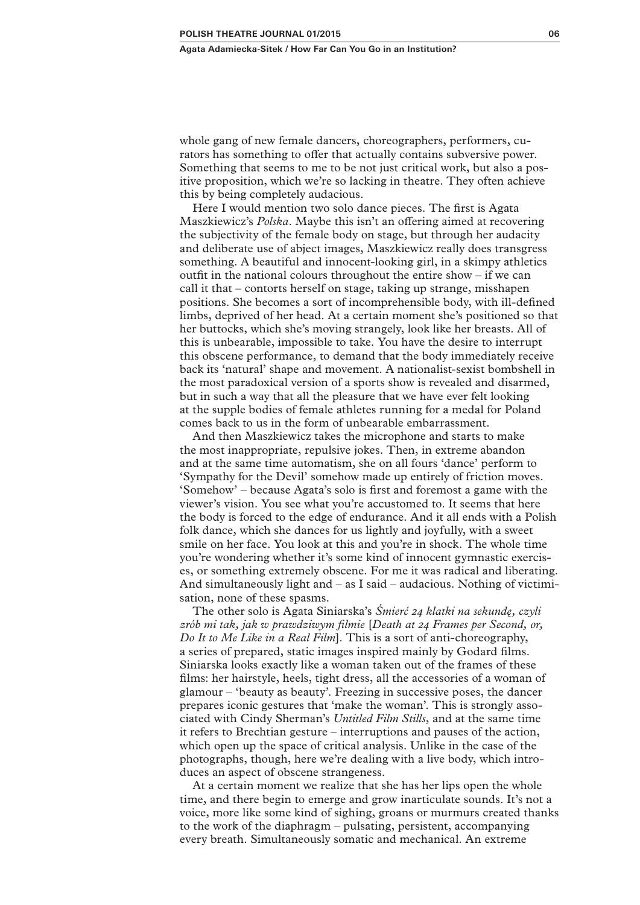whole gang of new female dancers, choreographers, performers, curators has something to offer that actually contains subversive power. Something that seems to me to be not just critical work, but also a positive proposition, which we're so lacking in theatre. They often achieve this by being completely audacious.

Here I would mention two solo dance pieces. The first is Agata Maszkiewicz's *Polska*. Maybe this isn't an offering aimed at recovering the subjectivity of the female body on stage, but through her audacity and deliberate use of abject images, Maszkiewicz really does transgress something. A beautiful and innocent-looking girl, in a skimpy athletics outfit in the national colours throughout the entire show – if we can call it that – contorts herself on stage, taking up strange, misshapen positions. She becomes a sort of incomprehensible body, with ill-defined limbs, deprived of her head. At a certain moment she's positioned so that her buttocks, which she's moving strangely, look like her breasts. All of this is unbearable, impossible to take. You have the desire to interrupt this obscene performance, to demand that the body immediately receive back its 'natural' shape and movement. A nationalist-sexist bombshell in the most paradoxical version of a sports show is revealed and disarmed, but in such a way that all the pleasure that we have ever felt looking at the supple bodies of female athletes running for a medal for Poland comes back to us in the form of unbearable embarrassment.

And then Maszkiewicz takes the microphone and starts to make the most inappropriate, repulsive jokes. Then, in extreme abandon and at the same time automatism, she on all fours 'dance' perform to 'Sympathy for the Devil' somehow made up entirely of friction moves. 'Somehow' – because Agata's solo is first and foremost a game with the viewer's vision. You see what you're accustomed to. It seems that here the body is forced to the edge of endurance. And it all ends with a Polish folk dance, which she dances for us lightly and joyfully, with a sweet smile on her face. You look at this and you're in shock. The whole time you're wondering whether it's some kind of innocent gymnastic exercises, or something extremely obscene. For me it was radical and liberating. And simultaneously light and – as I said – audacious. Nothing of victimisation, none of these spasms.

The other solo is Agata Siniarska's *Śmierć 24 klatki na sekundę, czyli zrób mi tak, jak w prawdziwym filmie* [*Death at 24 Frames per Second, or, Do It to Me Like in a Real Film*]. This is a sort of anti-choreography, a series of prepared, static images inspired mainly by Godard films. Siniarska looks exactly like a woman taken out of the frames of these films: her hairstyle, heels, tight dress, all the accessories of a woman of glamour – 'beauty as beauty'. Freezing in successive poses, the dancer prepares iconic gestures that 'make the woman'. This is strongly associated with Cindy Sherman's *Untitled Film Stills*, and at the same time it refers to Brechtian gesture – interruptions and pauses of the action, which open up the space of critical analysis. Unlike in the case of the photographs, though, here we're dealing with a live body, which introduces an aspect of obscene strangeness.

At a certain moment we realize that she has her lips open the whole time, and there begin to emerge and grow inarticulate sounds. It's not a voice, more like some kind of sighing, groans or murmurs created thanks to the work of the diaphragm – pulsating, persistent, accompanying every breath. Simultaneously somatic and mechanical. An extreme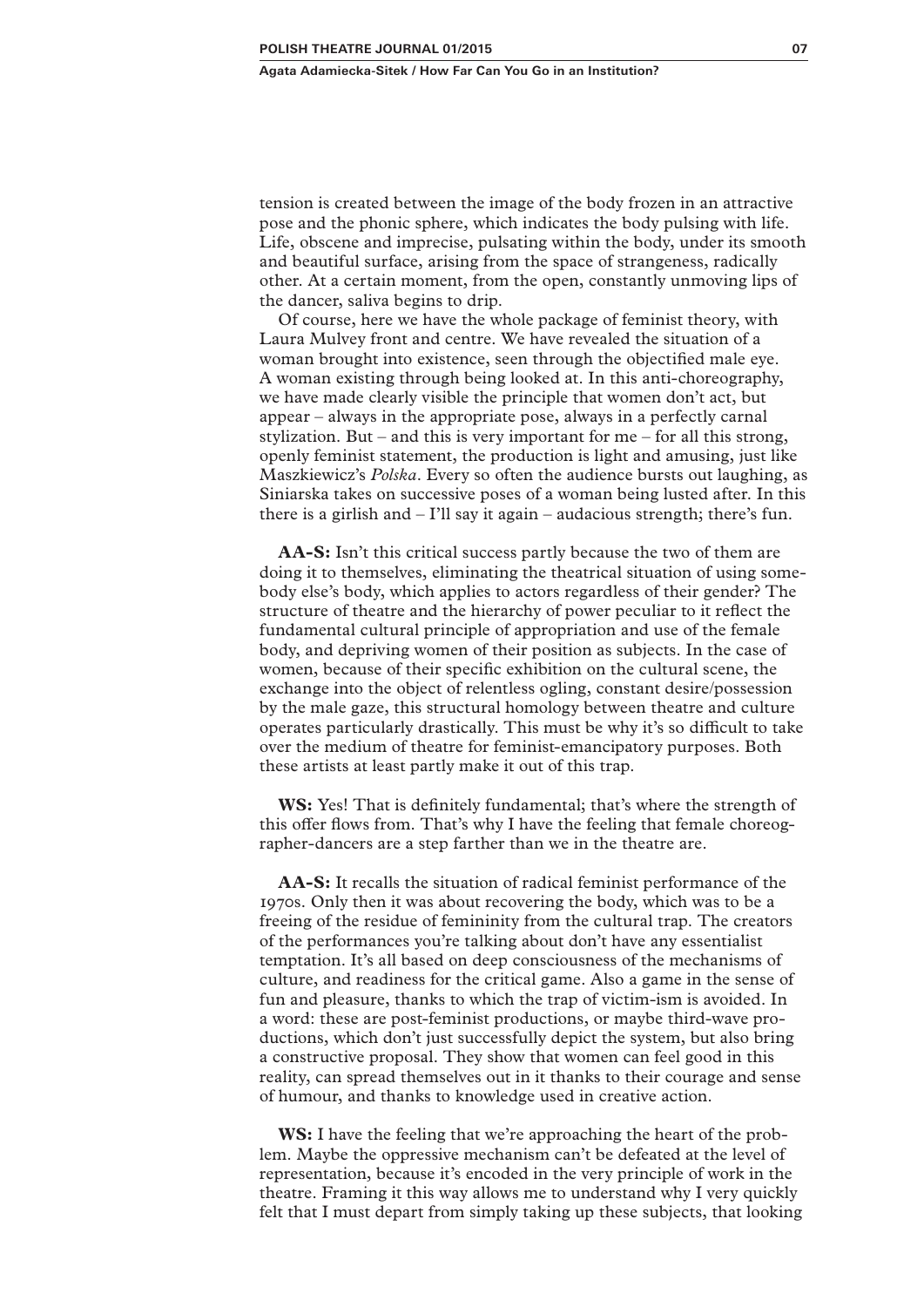tension is created between the image of the body frozen in an attractive pose and the phonic sphere, which indicates the body pulsing with life. Life, obscene and imprecise, pulsating within the body, under its smooth and beautiful surface, arising from the space of strangeness, radically other. At a certain moment, from the open, constantly unmoving lips of the dancer, saliva begins to drip.

Of course, here we have the whole package of feminist theory, with Laura Mulvey front and centre. We have revealed the situation of a woman brought into existence, seen through the objectified male eye. A woman existing through being looked at. In this anti-choreography, we have made clearly visible the principle that women don't act, but appear – always in the appropriate pose, always in a perfectly carnal stylization. But – and this is very important for me – for all this strong, openly feminist statement, the production is light and amusing, just like Maszkiewicz's *Polska*. Every so often the audience bursts out laughing, as Siniarska takes on successive poses of a woman being lusted after. In this there is a girlish and – I'll say it again – audacious strength; there's fun.

**AA-S:** Isn't this critical success partly because the two of them are doing it to themselves, eliminating the theatrical situation of using somebody else's body, which applies to actors regardless of their gender? The structure of theatre and the hierarchy of power peculiar to it reflect the fundamental cultural principle of appropriation and use of the female body, and depriving women of their position as subjects. In the case of women, because of their specific exhibition on the cultural scene, the exchange into the object of relentless ogling, constant desire/possession by the male gaze, this structural homology between theatre and culture operates particularly drastically. This must be why it's so difficult to take over the medium of theatre for feminist-emancipatory purposes. Both these artists at least partly make it out of this trap.

**WS:** Yes! That is definitely fundamental; that's where the strength of this offer flows from. That's why I have the feeling that female choreographer-dancers are a step farther than we in the theatre are.

**AA-S:** It recalls the situation of radical feminist performance of the 1970s. Only then it was about recovering the body, which was to be a freeing of the residue of femininity from the cultural trap. The creators of the performances you're talking about don't have any essentialist temptation. It's all based on deep consciousness of the mechanisms of culture, and readiness for the critical game. Also a game in the sense of fun and pleasure, thanks to which the trap of victim-ism is avoided. In a word: these are post-feminist productions, or maybe third-wave productions, which don't just successfully depict the system, but also bring a constructive proposal. They show that women can feel good in this reality, can spread themselves out in it thanks to their courage and sense of humour, and thanks to knowledge used in creative action.

**WS:** I have the feeling that we're approaching the heart of the problem. Maybe the oppressive mechanism can't be defeated at the level of representation, because it's encoded in the very principle of work in the theatre. Framing it this way allows me to understand why I very quickly felt that I must depart from simply taking up these subjects, that looking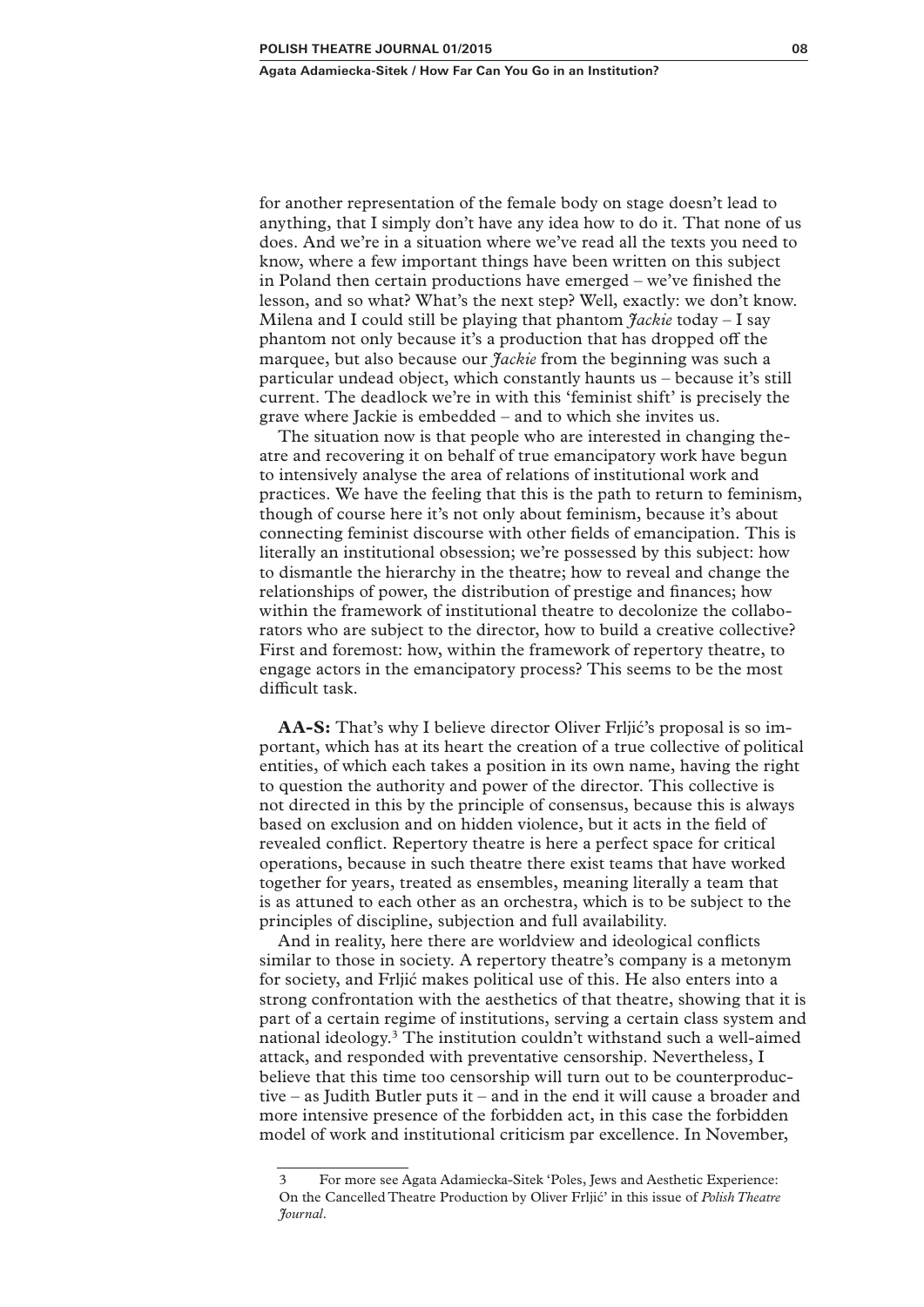for another representation of the female body on stage doesn't lead to anything, that I simply don't have any idea how to do it. That none of us does. And we're in a situation where we've read all the texts you need to know, where a few important things have been written on this subject in Poland then certain productions have emerged – we've finished the lesson, and so what? What's the next step? Well, exactly: we don't know. Milena and I could still be playing that phantom *Jackie* today – I say phantom not only because it's a production that has dropped off the marquee, but also because our *Jackie* from the beginning was such a particular undead object, which constantly haunts us – because it's still current. The deadlock we're in with this 'feminist shift' is precisely the grave where Jackie is embedded – and to which she invites us.

The situation now is that people who are interested in changing theatre and recovering it on behalf of true emancipatory work have begun to intensively analyse the area of relations of institutional work and practices. We have the feeling that this is the path to return to feminism, though of course here it's not only about feminism, because it's about connecting feminist discourse with other fields of emancipation. This is literally an institutional obsession; we're possessed by this subject: how to dismantle the hierarchy in the theatre; how to reveal and change the relationships of power, the distribution of prestige and finances; how within the framework of institutional theatre to decolonize the collaborators who are subject to the director, how to build a creative collective? First and foremost: how, within the framework of repertory theatre, to engage actors in the emancipatory process? This seems to be the most difficult task.

**AA-S:** That's why I believe director Oliver Frljić's proposal is so important, which has at its heart the creation of a true collective of political entities, of which each takes a position in its own name, having the right to question the authority and power of the director. This collective is not directed in this by the principle of consensus, because this is always based on exclusion and on hidden violence, but it acts in the field of revealed conflict. Repertory theatre is here a perfect space for critical operations, because in such theatre there exist teams that have worked together for years, treated as ensembles, meaning literally a team that is as attuned to each other as an orchestra, which is to be subject to the principles of discipline, subjection and full availability.

And in reality, here there are worldview and ideological conflicts similar to those in society. A repertory theatre's company is a metonym for society, and Frljić makes political use of this. He also enters into a strong confrontation with the aesthetics of that theatre, showing that it is part of a certain regime of institutions, serving a certain class system and national ideology.[3] The institution couldn't withstand such a well-aimed attack, and responded with preventative censorship. Nevertheless, I believe that this time too censorship will turn out to be counterproductive – as Judith Butler puts it – and in the end it will cause a broader and more intensive presence of the forbidden act, in this case the forbidden model of work and institutional criticism par excellence. In November,

---

3 For more see Agata Adamiecka-Sitek 'Poles, Jews and Aesthetic Experience: On the Cancelled Theatre Production by Oliver Frljić' in this issue of *Polish Theatre Journal*.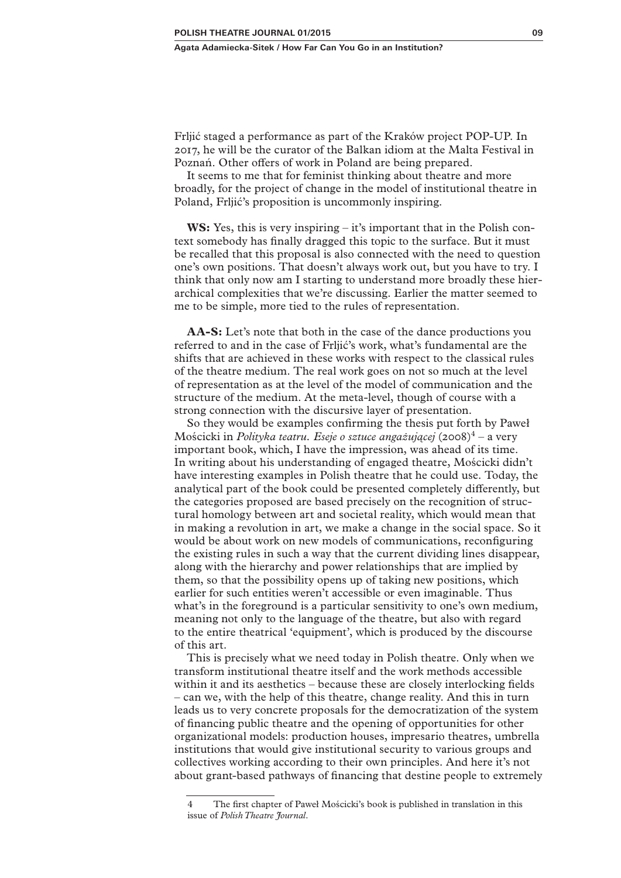Frljić staged a performance as part of the Kraków project POP-UP. In 2017, he will be the curator of the Balkan idiom at the Malta Festival in Poznań. Other offers of work in Poland are being prepared.

It seems to me that for feminist thinking about theatre and more broadly, for the project of change in the model of institutional theatre in Poland, Frljić's proposition is uncommonly inspiring.

**WS:** Yes, this is very inspiring – it's important that in the Polish context somebody has finally dragged this topic to the surface. But it must be recalled that this proposal is also connected with the need to question one's own positions. That doesn't always work out, but you have to try. I think that only now am I starting to understand more broadly these hierarchical complexities that we're discussing. Earlier the matter seemed to me to be simple, more tied to the rules of representation.

**AA-S:** Let's note that both in the case of the dance productions you referred to and in the case of Frljić's work, what's fundamental are the shifts that are achieved in these works with respect to the classical rules of the theatre medium. The real work goes on not so much at the level of representation as at the level of the model of communication and the structure of the medium. At the meta-level, though of course with a strong connection with the discursive layer of presentation.

So they would be examples confirming the thesis put forth by Paweł Mościcki in *Polityka teatru. Eseje o sztuce angażującej* (2008)[4] – a very important book, which, I have the impression, was ahead of its time. In writing about his understanding of engaged theatre, Mościcki didn't have interesting examples in Polish theatre that he could use. Today, the analytical part of the book could be presented completely differently, but the categories proposed are based precisely on the recognition of structural homology between art and societal reality, which would mean that in making a revolution in art, we make a change in the social space. So it would be about work on new models of communications, reconfiguring the existing rules in such a way that the current dividing lines disappear, along with the hierarchy and power relationships that are implied by them, so that the possibility opens up of taking new positions, which earlier for such entities weren't accessible or even imaginable. Thus what's in the foreground is a particular sensitivity to one's own medium, meaning not only to the language of the theatre, but also with regard to the entire theatrical 'equipment', which is produced by the discourse of this art.

This is precisely what we need today in Polish theatre. Only when we transform institutional theatre itself and the work methods accessible within it and its aesthetics – because these are closely interlocking fields – can we, with the help of this theatre, change reality. And this in turn leads us to very concrete proposals for the democratization of the system of financing public theatre and the opening of opportunities for other organizational models: production houses, impresario theatres, umbrella institutions that would give institutional security to various groups and collectives working according to their own principles. And here it's not about grant-based pathways of financing that destine people to extremely

4 The first chapter of Paweł Mościcki's book is published in translation in this issue of *Polish Theatre Journal*.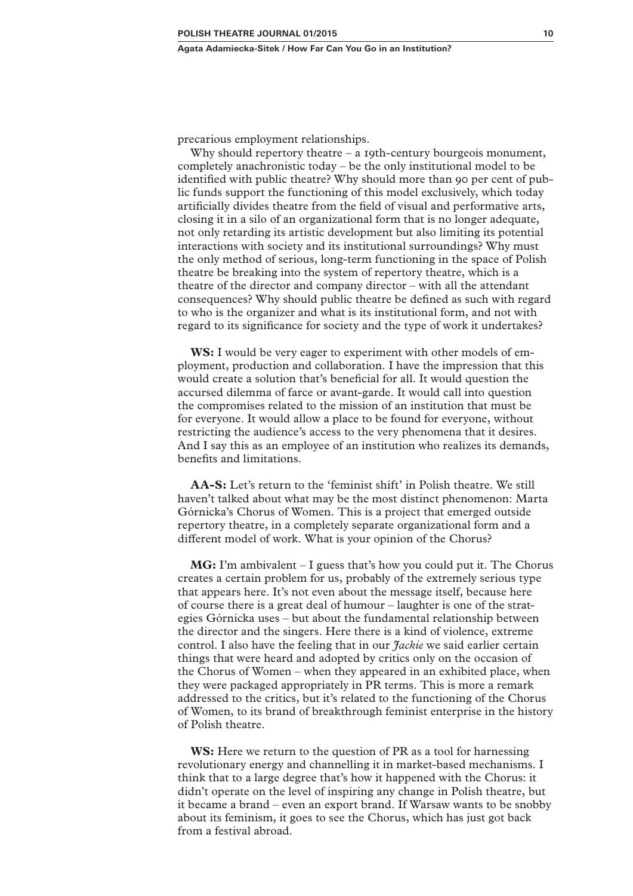precarious employment relationships.

Why should repertory theatre – a 19th-century bourgeois monument, completely anachronistic today – be the only institutional model to be identified with public theatre? Why should more than 90 per cent of public funds support the functioning of this model exclusively, which today artificially divides theatre from the field of visual and performative arts, closing it in a silo of an organizational form that is no longer adequate, not only retarding its artistic development but also limiting its potential interactions with society and its institutional surroundings? Why must the only method of serious, long-term functioning in the space of Polish theatre be breaking into the system of repertory theatre, which is a theatre of the director and company director – with all the attendant consequences? Why should public theatre be defined as such with regard to who is the organizer and what is its institutional form, and not with regard to its significance for society and the type of work it undertakes?

**WS:** I would be very eager to experiment with other models of employment, production and collaboration. I have the impression that this would create a solution that's beneficial for all. It would question the accursed dilemma of farce or avant-garde. It would call into question the compromises related to the mission of an institution that must be for everyone. It would allow a place to be found for everyone, without restricting the audience's access to the very phenomena that it desires. And I say this as an employee of an institution who realizes its demands, benefits and limitations.

**AA-S:** Let's return to the 'feminist shift' in Polish theatre. We still haven't talked about what may be the most distinct phenomenon: Marta Górnicka's Chorus of Women. This is a project that emerged outside repertory theatre, in a completely separate organizational form and a different model of work. What is your opinion of the Chorus?

**MG:** I'm ambivalent – I guess that's how you could put it. The Chorus creates a certain problem for us, probably of the extremely serious type that appears here. It's not even about the message itself, because here of course there is a great deal of humour – laughter is one of the strategies Górnicka uses – but about the fundamental relationship between the director and the singers. Here there is a kind of violence, extreme control. I also have the feeling that in our *Jackie* we said earlier certain things that were heard and adopted by critics only on the occasion of the Chorus of Women – when they appeared in an exhibited place, when they were packaged appropriately in PR terms. This is more a remark addressed to the critics, but it's related to the functioning of the Chorus of Women, to its brand of breakthrough feminist enterprise in the history of Polish theatre.

**WS:** Here we return to the question of PR as a tool for harnessing revolutionary energy and channelling it in market-based mechanisms. I think that to a large degree that's how it happened with the Chorus: it didn't operate on the level of inspiring any change in Polish theatre, but it became a brand – even an export brand. If Warsaw wants to be snobby about its feminism, it goes to see the Chorus, which has just got back from a festival abroad.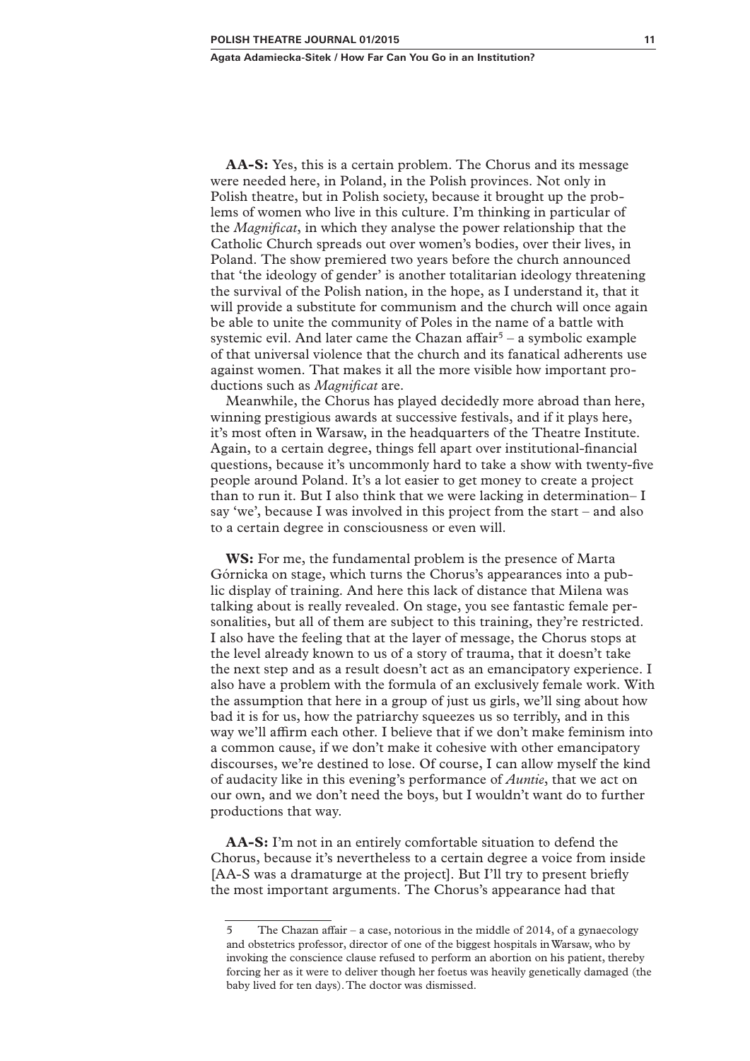**AA-S:** Yes, this is a certain problem. The Chorus and its message were needed here, in Poland, in the Polish provinces. Not only in Polish theatre, but in Polish society, because it brought up the problems of women who live in this culture. I'm thinking in particular of the *Magnificat*, in which they analyse the power relationship that the Catholic Church spreads out over women's bodies, over their lives, in Poland. The show premiered two years before the church announced that 'the ideology of gender' is another totalitarian ideology threatening the survival of the Polish nation, in the hope, as I understand it, that it will provide a substitute for communism and the church will once again be able to unite the community of Poles in the name of a battle with systemic evil. And later came the Chazan affair[5] – a symbolic example of that universal violence that the church and its fanatical adherents use against women. That makes it all the more visible how important productions such as *Magnificat* are.

Meanwhile, the Chorus has played decidedly more abroad than here, winning prestigious awards at successive festivals, and if it plays here, it's most often in Warsaw, in the headquarters of the Theatre Institute. Again, to a certain degree, things fell apart over institutional-financial questions, because it's uncommonly hard to take a show with twenty-five people around Poland. It's a lot easier to get money to create a project than to run it. But I also think that we were lacking in determination– I say 'we', because I was involved in this project from the start – and also to a certain degree in consciousness or even will.

**WS:** For me, the fundamental problem is the presence of Marta Górnicka on stage, which turns the Chorus's appearances into a public display of training. And here this lack of distance that Milena was talking about is really revealed. On stage, you see fantastic female personalities, but all of them are subject to this training, they're restricted. I also have the feeling that at the layer of message, the Chorus stops at the level already known to us of a story of trauma, that it doesn't take the next step and as a result doesn't act as an emancipatory experience. I also have a problem with the formula of an exclusively female work. With the assumption that here in a group of just us girls, we'll sing about how bad it is for us, how the patriarchy squeezes us so terribly, and in this way we'll affirm each other. I believe that if we don't make feminism into a common cause, if we don't make it cohesive with other emancipatory discourses, we're destined to lose. Of course, I can allow myself the kind of audacity like in this evening's performance of *Auntie*, that we act on our own, and we don't need the boys, but I wouldn't want do to further productions that way.

**AA-S:** I'm not in an entirely comfortable situation to defend the Chorus, because it's nevertheless to a certain degree a voice from inside [AA-S was a dramaturge at the project]. But I'll try to present briefly the most important arguments. The Chorus's appearance had that

---

5 The Chazan affair – a case, notorious in the middle of 2014, of a gynaecology and obstetrics professor, director of one of the biggest hospitals in Warsaw, who by invoking the conscience clause refused to perform an abortion on his patient, thereby forcing her as it were to deliver though her foetus was heavily genetically damaged (the baby lived for ten days). The doctor was dismissed.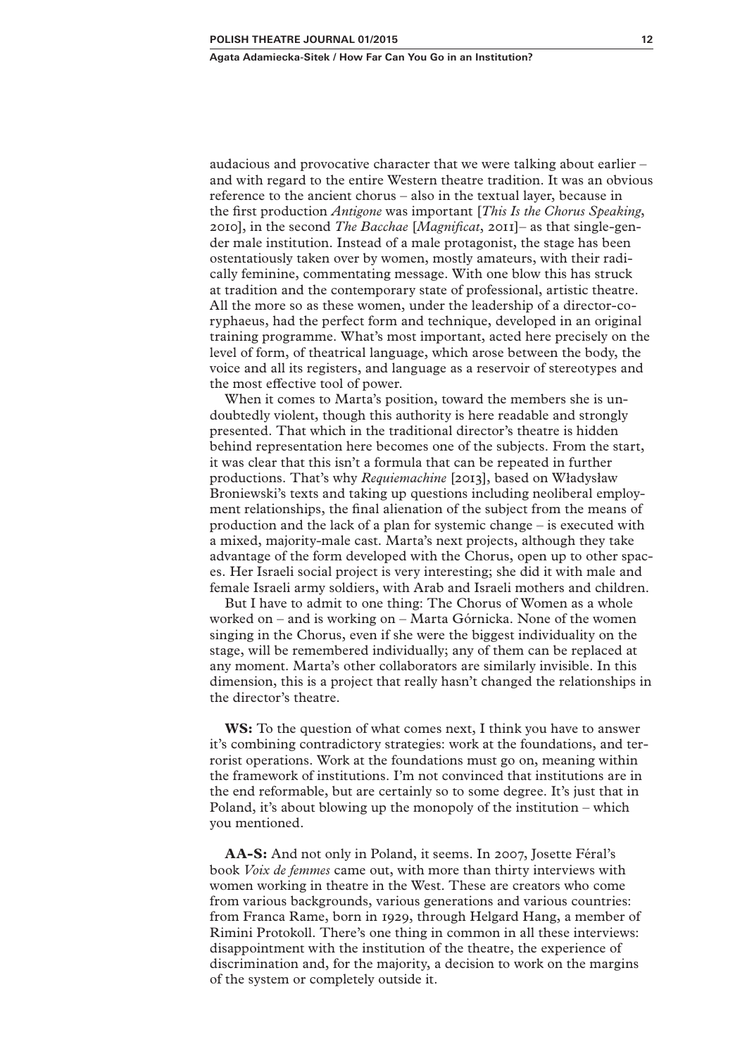audacious and provocative character that we were talking about earlier – and with regard to the entire Western theatre tradition. It was an obvious reference to the ancient chorus – also in the textual layer, because in the first production *Antigone* was important [*This Is the Chorus Speaking*, 2010], in the second *The Bacchae* [*Magnificat*, 2011]– as that single-gender male institution. Instead of a male protagonist, the stage has been ostentatiously taken over by women, mostly amateurs, with their radically feminine, commentating message. With one blow this has struck at tradition and the contemporary state of professional, artistic theatre. All the more so as these women, under the leadership of a director-coryphaeus, had the perfect form and technique, developed in an original training programme. What's most important, acted here precisely on the level of form, of theatrical language, which arose between the body, the voice and all its registers, and language as a reservoir of stereotypes and the most effective tool of power.

When it comes to Marta's position, toward the members she is undoubtedly violent, though this authority is here readable and strongly presented. That which in the traditional director's theatre is hidden behind representation here becomes one of the subjects. From the start, it was clear that this isn't a formula that can be repeated in further productions. That's why *Requiemachine* [2013], based on Władysław Broniewski's texts and taking up questions including neoliberal employment relationships, the final alienation of the subject from the means of production and the lack of a plan for systemic change – is executed with a mixed, majority-male cast. Marta's next projects, although they take advantage of the form developed with the Chorus, open up to other spaces. Her Israeli social project is very interesting; she did it with male and female Israeli army soldiers, with Arab and Israeli mothers and children.

But I have to admit to one thing: The Chorus of Women as a whole worked on – and is working on – Marta Górnicka. None of the women singing in the Chorus, even if she were the biggest individuality on the stage, will be remembered individually; any of them can be replaced at any moment. Marta's other collaborators are similarly invisible. In this dimension, this is a project that really hasn't changed the relationships in the director's theatre.

**WS:** To the question of what comes next, I think you have to answer it's combining contradictory strategies: work at the foundations, and terrorist operations. Work at the foundations must go on, meaning within the framework of institutions. I'm not convinced that institutions are in the end reformable, but are certainly so to some degree. It's just that in Poland, it's about blowing up the monopoly of the institution – which you mentioned.

**AA-S:** And not only in Poland, it seems. In 2007, Josette Féral's book *Voix de femmes* came out, with more than thirty interviews with women working in theatre in the West. These are creators who come from various backgrounds, various generations and various countries: from Franca Rame, born in 1929, through Helgard Hang, a member of Rimini Protokoll. There's one thing in common in all these interviews: disappointment with the institution of the theatre, the experience of discrimination and, for the majority, a decision to work on the margins of the system or completely outside it.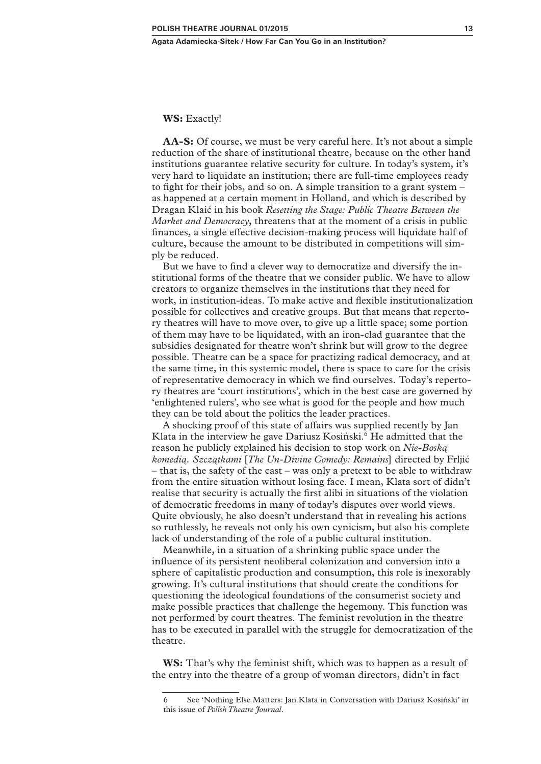**WS:** Exactly!

**AA-S:** Of course, we must be very careful here. It's not about a simple reduction of the share of institutional theatre, because on the other hand institutions guarantee relative security for culture. In today's system, it's very hard to liquidate an institution; there are full-time employees ready to fight for their jobs, and so on. A simple transition to a grant system – as happened at a certain moment in Holland, and which is described by Dragan Klaić in his book *Resetting the Stage: Public Theatre Between the Market and Democracy*, threatens that at the moment of a crisis in public finances, a single effective decision-making process will liquidate half of culture, because the amount to be distributed in competitions will simply be reduced.

But we have to find a clever way to democratize and diversify the institutional forms of the theatre that we consider public. We have to allow creators to organize themselves in the institutions that they need for work, in institution-ideas. To make active and flexible institutionalization possible for collectives and creative groups. But that means that repertory theatres will have to move over, to give up a little space; some portion of them may have to be liquidated, with an iron-clad guarantee that the subsidies designated for theatre won't shrink but will grow to the degree possible. Theatre can be a space for practizing radical democracy, and at the same time, in this systemic model, there is space to care for the crisis of representative democracy in which we find ourselves. Today's repertory theatres are 'court institutions', which in the best case are governed by 'enlightened rulers', who see what is good for the people and how much they can be told about the politics the leader practices.

A shocking proof of this state of affairs was supplied recently by Jan Klata in the interview he gave Dariusz Kosiński.[6] He admitted that the reason he publicly explained his decision to stop work on *Nie-Boską komedią. Szczątkami* [*The Un-Divine Comedy: Remains*] directed by Frljić – that is, the safety of the cast – was only a pretext to be able to withdraw from the entire situation without losing face. I mean, Klata sort of didn't realise that security is actually the first alibi in situations of the violation of democratic freedoms in many of today's disputes over world views. Quite obviously, he also doesn't understand that in revealing his actions so ruthlessly, he reveals not only his own cynicism, but also his complete lack of understanding of the role of a public cultural institution.

Meanwhile, in a situation of a shrinking public space under the influence of its persistent neoliberal colonization and conversion into a sphere of capitalistic production and consumption, this role is inexorably growing. It's cultural institutions that should create the conditions for questioning the ideological foundations of the consumerist society and make possible practices that challenge the hegemony. This function was not performed by court theatres. The feminist revolution in the theatre has to be executed in parallel with the struggle for democratization of the theatre.

**WS:** That's why the feminist shift, which was to happen as a result of the entry into the theatre of a group of woman directors, didn't in fact

---

6 See 'Nothing Else Matters: Jan Klata in Conversation with Dariusz Kosiński' in this issue of *Polish Theatre Journal*.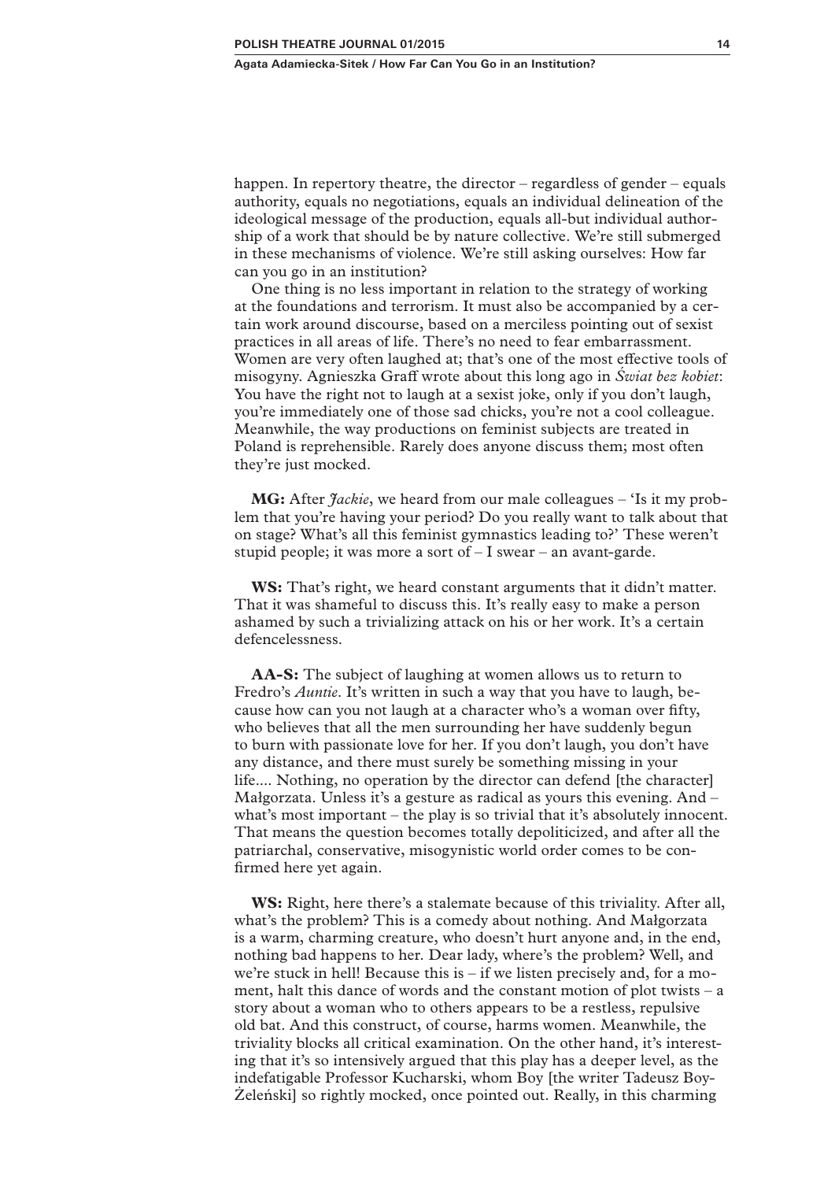happen. In repertory theatre, the director – regardless of gender – equals authority, equals no negotiations, equals an individual delineation of the ideological message of the production, equals all-but individual authorship of a work that should be by nature collective. We're still submerged in these mechanisms of violence. We're still asking ourselves: How far can you go in an institution?

One thing is no less important in relation to the strategy of working at the foundations and terrorism. It must also be accompanied by a certain work around discourse, based on a merciless pointing out of sexist practices in all areas of life. There's no need to fear embarrassment. Women are very often laughed at; that's one of the most effective tools of misogyny. Agnieszka Graff wrote about this long ago in *Świat bez kobiet*: You have the right not to laugh at a sexist joke, only if you don't laugh, you're immediately one of those sad chicks, you're not a cool colleague. Meanwhile, the way productions on feminist subjects are treated in Poland is reprehensible. Rarely does anyone discuss them; most often they're just mocked.

**MG:** After *Jackie*, we heard from our male colleagues – 'Is it my problem that you're having your period? Do you really want to talk about that on stage? What's all this feminist gymnastics leading to?' These weren't stupid people; it was more a sort of – I swear – an avant-garde.

**WS:** That's right, we heard constant arguments that it didn't matter. That it was shameful to discuss this. It's really easy to make a person ashamed by such a trivializing attack on his or her work. It's a certain defencelessness.

**AA-S:** The subject of laughing at women allows us to return to Fredro's *Auntie*. It's written in such a way that you have to laugh, because how can you not laugh at a character who's a woman over fifty, who believes that all the men surrounding her have suddenly begun to burn with passionate love for her. If you don't laugh, you don't have any distance, and there must surely be something missing in your life.... Nothing, no operation by the director can defend [the character] Małgorzata. Unless it's a gesture as radical as yours this evening. And – what's most important – the play is so trivial that it's absolutely innocent. That means the question becomes totally depoliticized, and after all the patriarchal, conservative, misogynistic world order comes to be confirmed here yet again.

**WS:** Right, here there's a stalemate because of this triviality. After all, what's the problem? This is a comedy about nothing. And Małgorzata is a warm, charming creature, who doesn't hurt anyone and, in the end, nothing bad happens to her. Dear lady, where's the problem? Well, and we're stuck in hell! Because this is – if we listen precisely and, for a moment, halt this dance of words and the constant motion of plot twists – a story about a woman who to others appears to be a restless, repulsive old bat. And this construct, of course, harms women. Meanwhile, the triviality blocks all critical examination. On the other hand, it's interesting that it's so intensively argued that this play has a deeper level, as the indefatigable Professor Kucharski, whom Boy [the writer Tadeusz Boy-Żeleński] so rightly mocked, once pointed out. Really, in this charming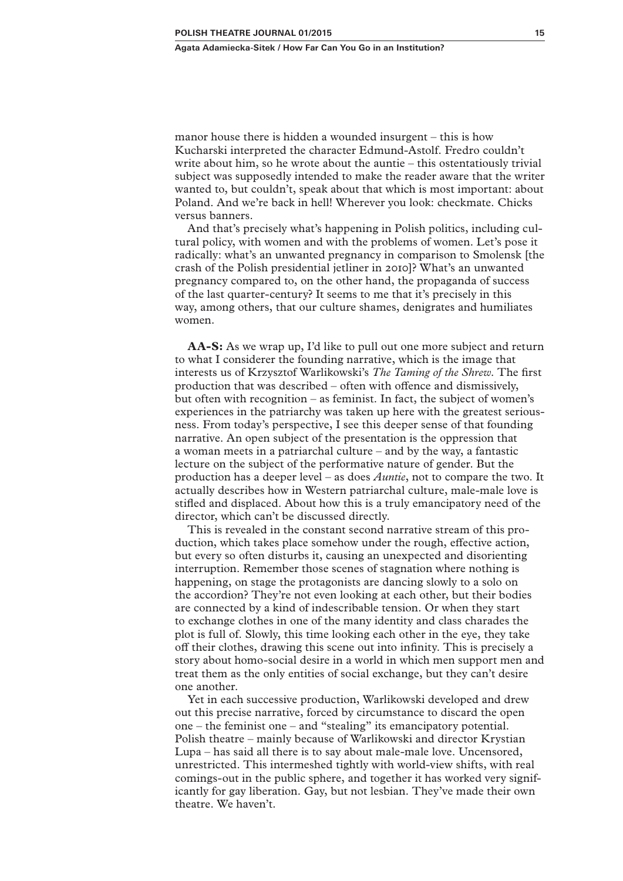manor house there is hidden a wounded insurgent – this is how Kucharski interpreted the character Edmund-Astolf. Fredro couldn't write about him, so he wrote about the auntie – this ostentatiously trivial subject was supposedly intended to make the reader aware that the writer wanted to, but couldn't, speak about that which is most important: about Poland. And we're back in hell! Wherever you look: checkmate. Chicks versus banners.

And that's precisely what's happening in Polish politics, including cultural policy, with women and with the problems of women. Let's pose it radically: what's an unwanted pregnancy in comparison to Smolensk [the crash of the Polish presidential jetliner in 2010]? What's an unwanted pregnancy compared to, on the other hand, the propaganda of success of the last quarter-century? It seems to me that it's precisely in this way, among others, that our culture shames, denigrates and humiliates women.

**AA-S:** As we wrap up, I'd like to pull out one more subject and return to what I considerer the founding narrative, which is the image that interests us of Krzysztof Warlikowski's *The Taming of the Shrew*. The first production that was described – often with offence and dismissively, but often with recognition – as feminist. In fact, the subject of women's experiences in the patriarchy was taken up here with the greatest seriousness. From today's perspective, I see this deeper sense of that founding narrative. An open subject of the presentation is the oppression that a woman meets in a patriarchal culture – and by the way, a fantastic lecture on the subject of the performative nature of gender. But the production has a deeper level – as does *Auntie*, not to compare the two. It actually describes how in Western patriarchal culture, male-male love is stifled and displaced. About how this is a truly emancipatory need of the director, which can't be discussed directly.

This is revealed in the constant second narrative stream of this production, which takes place somehow under the rough, effective action, but every so often disturbs it, causing an unexpected and disorienting interruption. Remember those scenes of stagnation where nothing is happening, on stage the protagonists are dancing slowly to a solo on the accordion? They're not even looking at each other, but their bodies are connected by a kind of indescribable tension. Or when they start to exchange clothes in one of the many identity and class charades the plot is full of. Slowly, this time looking each other in the eye, they take off their clothes, drawing this scene out into infinity. This is precisely a story about homo-social desire in a world in which men support men and treat them as the only entities of social exchange, but they can't desire one another.

Yet in each successive production, Warlikowski developed and drew out this precise narrative, forced by circumstance to discard the open one – the feminist one – and "stealing" its emancipatory potential. Polish theatre – mainly because of Warlikowski and director Krystian Lupa – has said all there is to say about male-male love. Uncensored, unrestricted. This intermeshed tightly with world-view shifts, with real comings-out in the public sphere, and together it has worked very significantly for gay liberation. Gay, but not lesbian. They've made their own theatre. We haven't.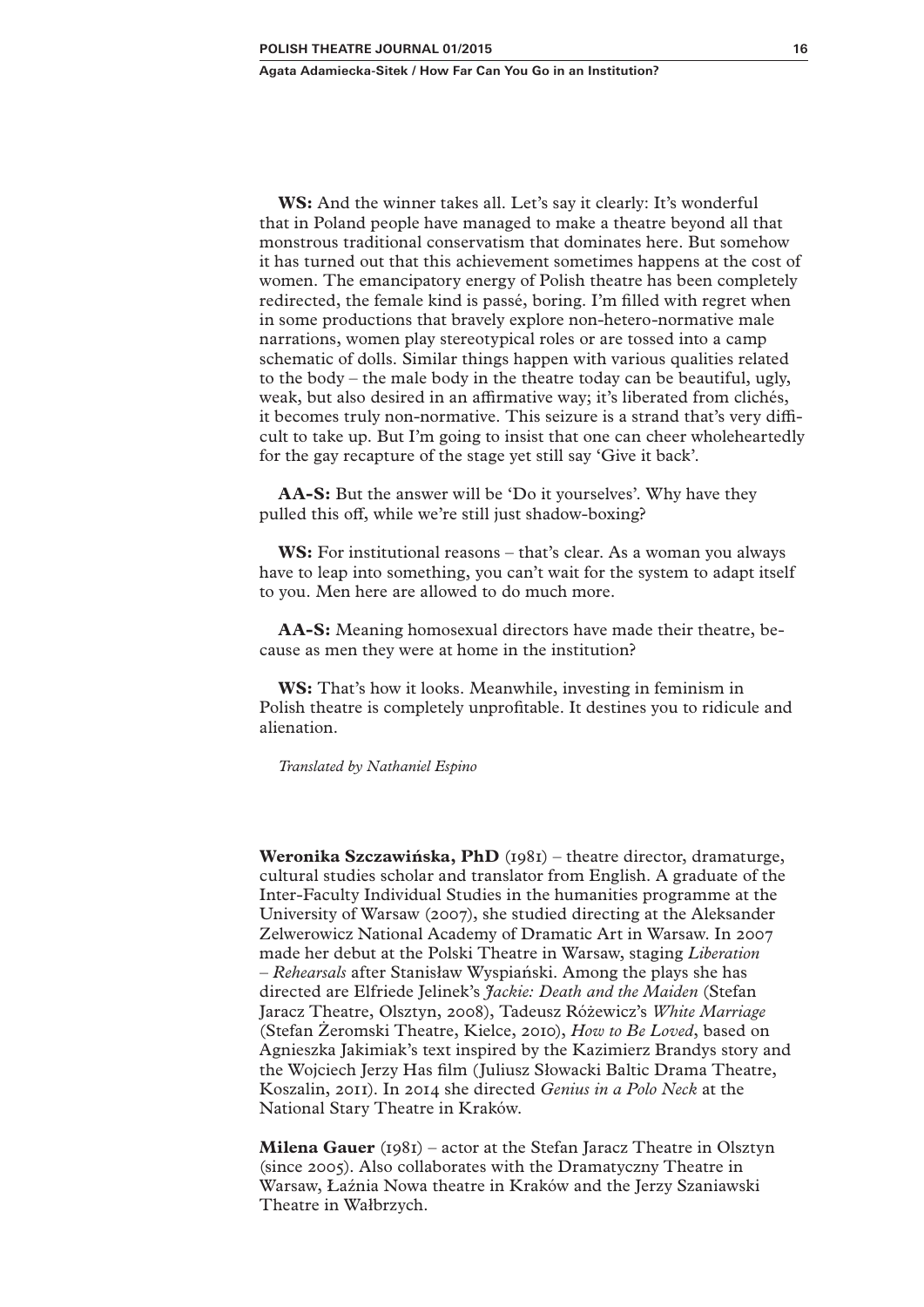**WS:** And the winner takes all. Let's say it clearly: It's wonderful that in Poland people have managed to make a theatre beyond all that monstrous traditional conservatism that dominates here. But somehow it has turned out that this achievement sometimes happens at the cost of women. The emancipatory energy of Polish theatre has been completely redirected, the female kind is passé, boring. I'm filled with regret when in some productions that bravely explore non-hetero-normative male narrations, women play stereotypical roles or are tossed into a camp schematic of dolls. Similar things happen with various qualities related to the body – the male body in the theatre today can be beautiful, ugly, weak, but also desired in an affirmative way; it's liberated from clichés, it becomes truly non-normative. This seizure is a strand that's very difficult to take up. But I'm going to insist that one can cheer wholeheartedly for the gay recapture of the stage yet still say 'Give it back'.

**AA-S:** But the answer will be 'Do it yourselves'. Why have they pulled this off, while we're still just shadow-boxing?

**WS:** For institutional reasons – that's clear. As a woman you always have to leap into something, you can't wait for the system to adapt itself to you. Men here are allowed to do much more.

**AA-S:** Meaning homosexual directors have made their theatre, because as men they were at home in the institution?

**WS:** That's how it looks. Meanwhile, investing in feminism in Polish theatre is completely unprofitable. It destines you to ridicule and alienation.

*Translated by Nathaniel Espino*

**Weronika Szczawińska, PhD** (1981) – theatre director, dramaturge, cultural studies scholar and translator from English. A graduate of the Inter-Faculty Individual Studies in the humanities programme at the University of Warsaw (2007), she studied directing at the Aleksander Zelwerowicz National Academy of Dramatic Art in Warsaw. In 2007 made her debut at the Polski Theatre in Warsaw, staging *Liberation – Rehearsals* after Stanisław Wyspiański. Among the plays she has directed are Elfriede Jelinek's *Jackie: Death and the Maiden* (Stefan Jaracz Theatre, Olsztyn, 2008), Tadeusz Różewicz's *White Marriage* (Stefan Żeromski Theatre, Kielce, 2010), *How to Be Loved*, based on Agnieszka Jakimiak's text inspired by the Kazimierz Brandys story and the Wojciech Jerzy Has film (Juliusz Słowacki Baltic Drama Theatre, Koszalin, 2011). In 2014 she directed *Genius in a Polo Neck* at the National Stary Theatre in Kraków.

**Milena Gauer** (1981) – actor at the Stefan Jaracz Theatre in Olsztyn (since 2005). Also collaborates with the Dramatyczny Theatre in Warsaw, Łaźnia Nowa theatre in Kraków and the Jerzy Szaniawski Theatre in Wałbrzych.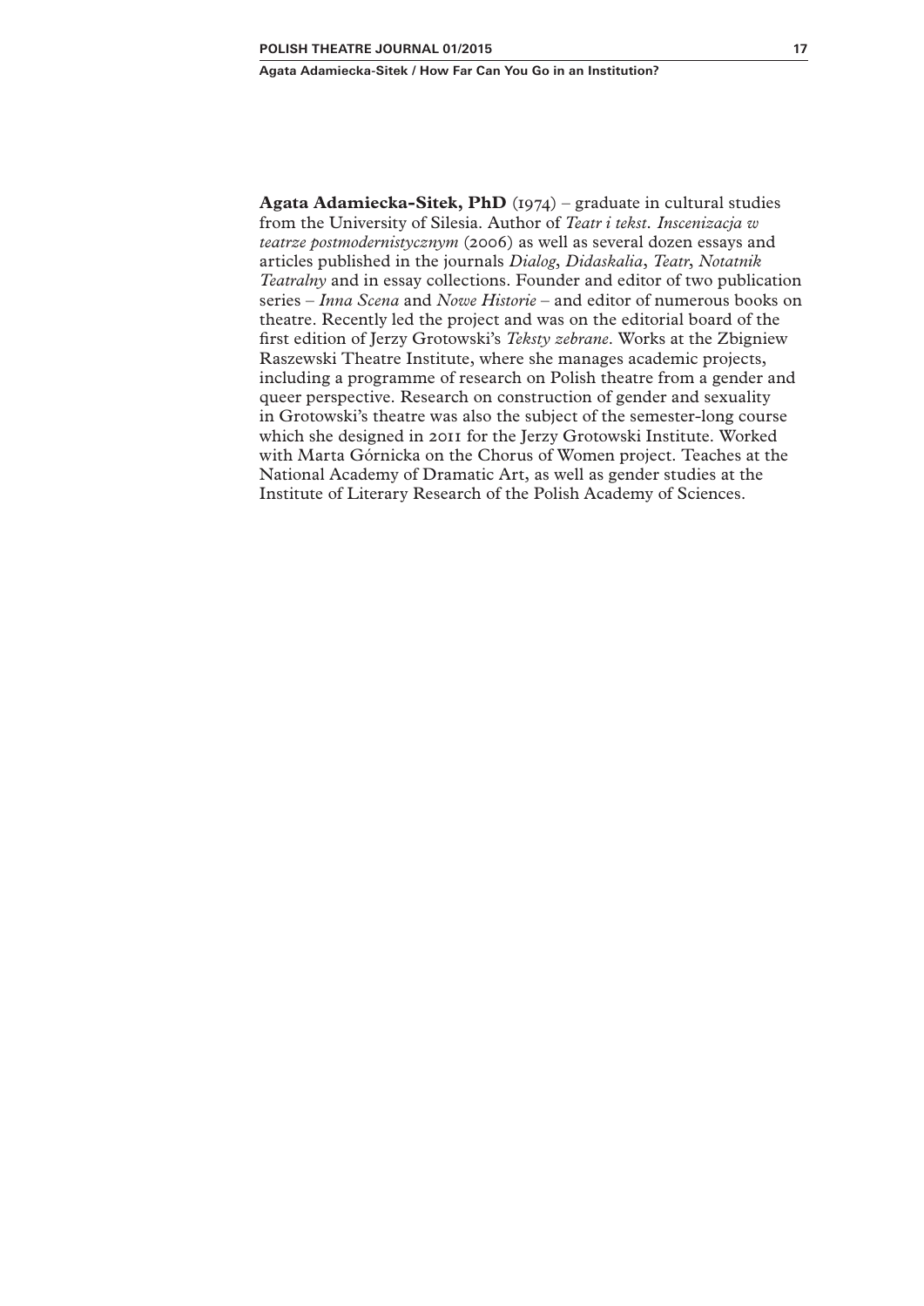**Agata Adamiecka-Sitek, PhD** (1974) – graduate in cultural studies from the University of Silesia. Author of *Teatr i tekst. Inscenizacja w teatrze postmodernistycznym* (2006) as well as several dozen essays and articles published in the journals *Dialog*, *Didaskalia*, *Teatr*, *Notatnik Teatralny* and in essay collections. Founder and editor of two publication series – *Inna Scena* and *Nowe Historie* – and editor of numerous books on theatre. Recently led the project and was on the editorial board of the first edition of Jerzy Grotowski's *Teksty zebrane*. Works at the Zbigniew Raszewski Theatre Institute, where she manages academic projects, including a programme of research on Polish theatre from a gender and queer perspective. Research on construction of gender and sexuality in Grotowski's theatre was also the subject of the semester-long course which she designed in 2011 for the Jerzy Grotowski Institute. Worked with Marta Górnicka on the Chorus of Women project. Teaches at the National Academy of Dramatic Art, as well as gender studies at the Institute of Literary Research of the Polish Academy of Sciences.